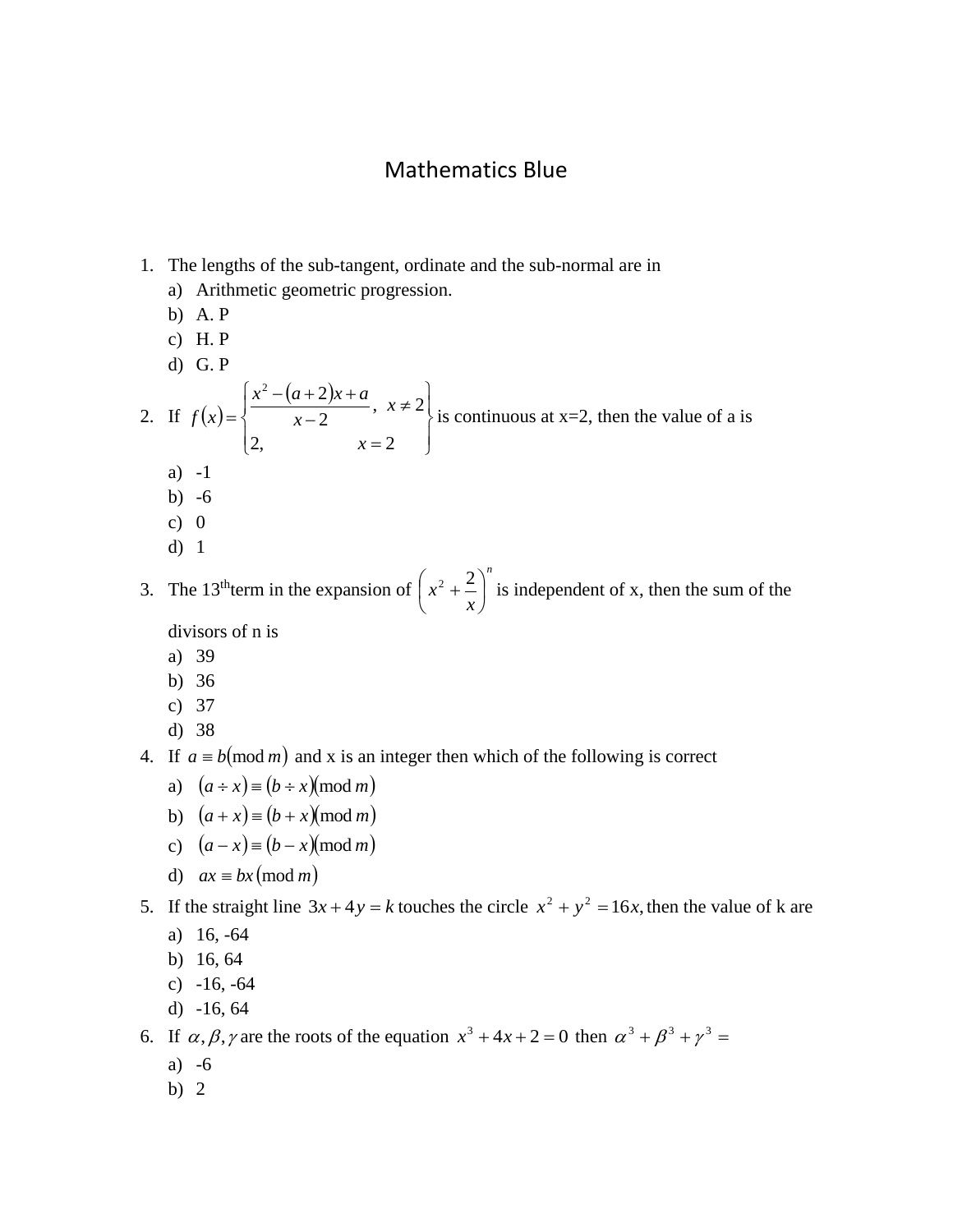# Mathematics Blue

1. The lengths of the sub-tangent, ordinate and the sub-normal are in
   a) Arithmetic geometric progression.
   b) A. P
   c) H. P
   d) G. P

2. If $f(x) = \begin{cases} \dfrac{x^2 - (a+2)x + a}{x-2}, & x \neq 2 \\ 2, & x = 2 \end{cases}$ is continuous at x=2, then the value of a is
   a) -1
   b) -6
   c) 0
   d) 1

3. The 13[th]term in the expansion of $\left(x^2 + \dfrac{2}{x}\right)^n$ is independent of x, then the sum of the divisors of n is
   a) 39
   b) 36
   c) 37
   d) 38

4. If $a \equiv b(\text{mod } m)$ and x is an integer then which of the following is correct
   a) $(a \div x) \equiv (b \div x)(\text{mod } m)$
   b) $(a + x) \equiv (b + x)(\text{mod } m)$
   c) $(a - x) \equiv (b - x)(\text{mod } m)$
   d) $ax \equiv bx(\text{mod } m)$

5. If the straight line $3x + 4y = k$ touches the circle $x^2 + y^2 = 16x,$ then the value of k are
   a) 16, -64
   b) 16, 64
   c) -16, -64
   d) -16, 64

6. If $\alpha, \beta, \gamma$ are the roots of the equation $x^3 + 4x + 2 = 0$ then $\alpha^3 + \beta^3 + \gamma^3 =$
   a) -6
   b) 2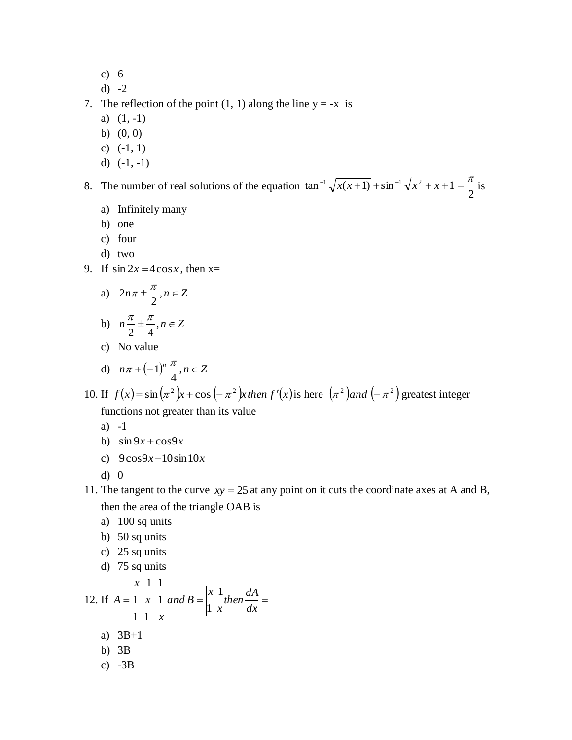c) 6
d) -2

7. The reflection of the point (1, 1) along the line y = -x is
   a) (1, -1)
   b) (0, 0)
   c) (-1, 1)
   d) (-1, -1)

8. The number of real solutions of the equation $\tan^{-1}\sqrt{x(x+1)}+\sin^{-1}\sqrt{x^2+x+1}=\frac{\pi}{2}$ is
   a) Infinitely many
   b) one
   c) four
   d) two

9. If $\sin 2x = 4\cos x$, then x=
   a) $2n\pi \pm \frac{\pi}{2}, n \in Z$
   b) $n\frac{\pi}{2} \pm \frac{\pi}{4}, n \in Z$
   c) No value
   d) $n\pi + (-1)^n \frac{\pi}{4}, n \in Z$

10. If $f(x) = \sin(\pi^2)x + \cos(-\pi^2)x$ *then* $f'(x)$ is here $(\pi^2)$ *and* $(-\pi^2)$ greatest integer functions not greater than its value
    a) -1
    b) $\sin 9x + \cos 9x$
    c) $9\cos 9x - 10\sin 10x$
    d) 0

11. The tangent to the curve $xy = 25$ at any point on it cuts the coordinate axes at A and B, then the area of the triangle OAB is
    a) 100 sq units
    b) 50 sq units
    c) 25 sq units
    d) 75 sq units

12. If $A = \begin{vmatrix} x & 1 & 1 \\ 1 & x & 1 \\ 1 & 1 & x \end{vmatrix}$ *and* $B = \begin{vmatrix} x & 1 \\ 1 & x \end{vmatrix}$ *then* $\frac{dA}{dx} =$
    a) 3B+1
    b) 3B
    c) -3B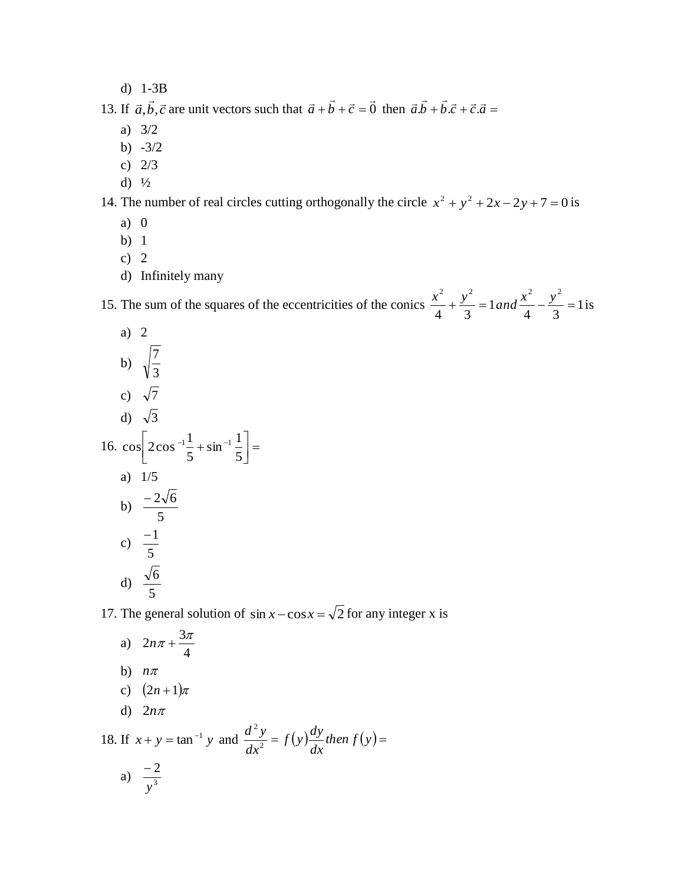d) 1-3B

13. If $\vec{a}, \vec{b}, \vec{c}$ are unit vectors such that $\vec{a} + \vec{b} + \vec{c} = \vec{0}$ then $\vec{a}.\vec{b} + \vec{b}.\vec{c} + \vec{c}.\vec{a} =$

a) 3/2
b) -3/2
c) 2/3
d) ½

14. The number of real circles cutting orthogonally the circle $x^2 + y^2 + 2x - 2y + 7 = 0$ is

a) 0
b) 1
c) 2
d) Infinitely many

15. The sum of the squares of the eccentricities of the conics $\frac{x^2}{4} + \frac{y^2}{3} = 1 \, and \, \frac{x^2}{4} - \frac{y^2}{3} = 1$ is

a) 2
b) $\sqrt{\frac{7}{3}}$
c) $\sqrt{7}$
d) $\sqrt{3}$

16. $\cos\left[2\cos^{-1}\frac{1}{5} + \sin^{-1}\frac{1}{5}\right] =$

a) 1/5
b) $\frac{-2\sqrt{6}}{5}$
c) $\frac{-1}{5}$
d) $\frac{\sqrt{6}}{5}$

17. The general solution of $\sin x - \cos x = \sqrt{2}$ for any integer x is

a) $2n\pi + \frac{3\pi}{4}$
b) $n\pi$
c) $(2n+1)\pi$
d) $2n\pi$

18. If $x + y = \tan^{-1} y$ and $\frac{d^2 y}{dx^2} = f(y)\frac{dy}{dx} \, then \, f(y) =$

a) $\frac{-2}{y^3}$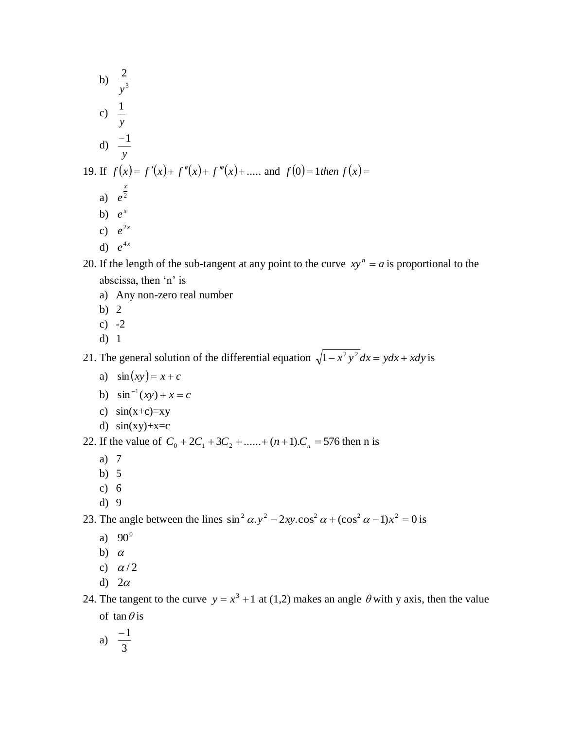b) $\frac{2}{y^3}$

c) $\frac{1}{y}$

d) $\frac{-1}{y}$

19. If $f(x) = f'(x) + f''(x) + f'''(x) + .....$ and $f(0) = 1$ *then* $f(x) =$
    a) $e^{\frac{x}{2}}$
    b) $e^x$
    c) $e^{2x}$
    d) $e^{4x}$
20. If the length of the sub-tangent at any point to the curve $xy^n = a$ is proportional to the abscissa, then 'n' is
    a) Any non-zero real number
    b) 2
    c) -2
    d) 1
21. The general solution of the differential equation $\sqrt{1 - x^2 y^2}\,dx = ydx + xdy$ is
    a) $\sin(xy) = x + c$
    b) $\sin^{-1}(xy) + x = c$
    c) sin(x+c)=xy
    d) sin(xy)+x=c
22. If the value of $C_0 + 2C_1 + 3C_2 + ...... + (n+1).C_n = 576$ then n is
    a) 7
    b) 5
    c) 6
    d) 9
23. The angle between the lines $\sin^2\alpha.y^2 - 2xy.\cos^2\alpha + (\cos^2\alpha - 1)x^2 = 0$ is
    a) $90^0$
    b) $\alpha$
    c) $\alpha / 2$
    d) $2\alpha$
24. The tangent to the curve $y = x^3 + 1$ at (1,2) makes an angle $\theta$ with y axis, then the value of $\tan\theta$ is
    a) $\frac{-1}{3}$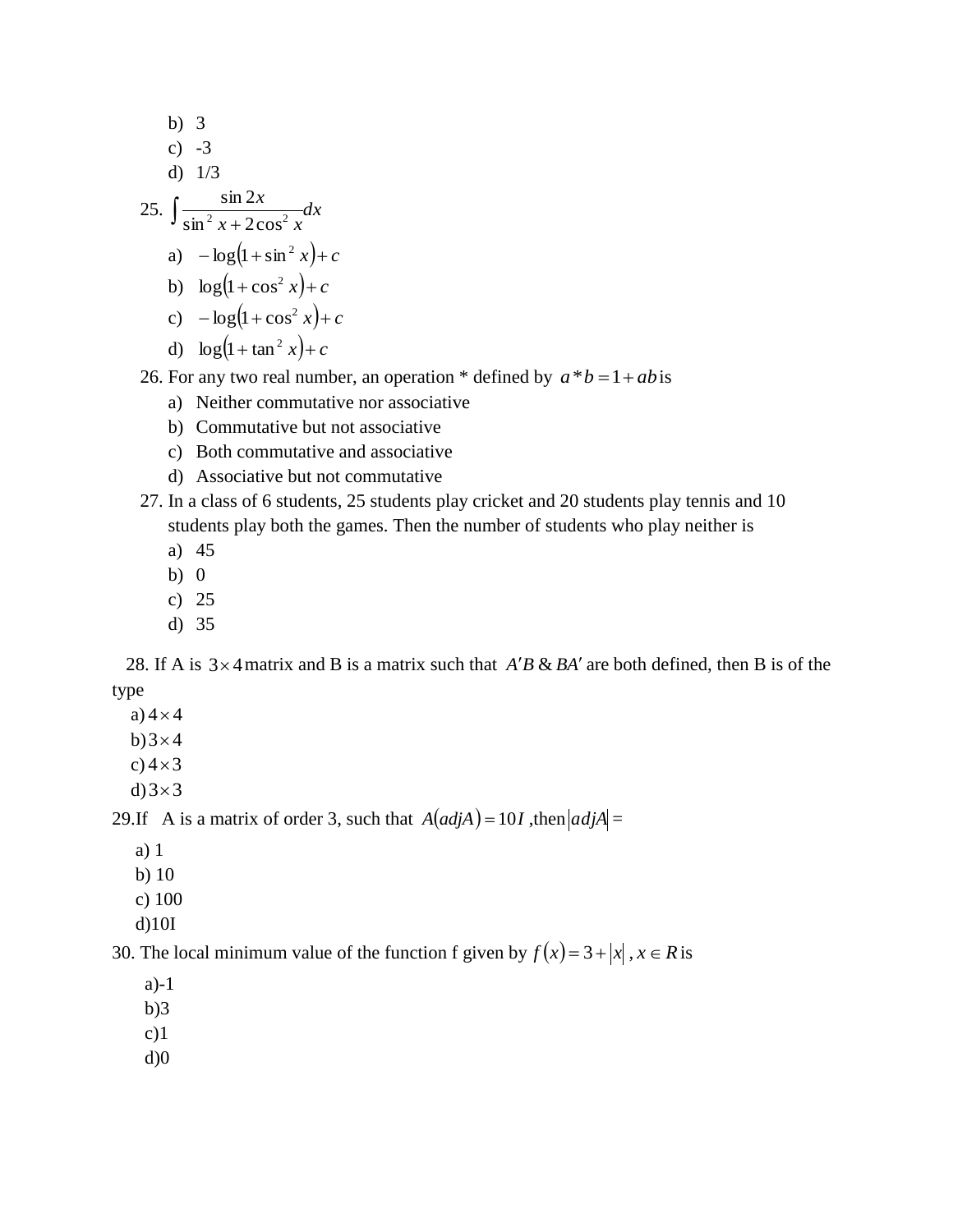b) 3
c) -3
d) 1/3

25. $\int \frac{\sin 2x}{\sin^2 x + 2\cos^2 x} dx$

a) $-\log(1+\sin^2 x)+c$
b) $\log(1+\cos^2 x)+c$
c) $-\log(1+\cos^2 x)+c$
d) $\log(1+\tan^2 x)+c$

26. For any two real number, an operation * defined by $a*b = 1+ab$ is

a) Neither commutative nor associative
b) Commutative but not associative
c) Both commutative and associative
d) Associative but not commutative

27. In a class of 6 students, 25 students play cricket and 20 students play tennis and 10 students play both the games. Then the number of students who play neither is

a) 45
b) 0
c) 25
d) 35

28. If A is $3\times 4$ matrix and B is a matrix such that $A'B$ & $BA'$ are both defined, then B is of the type

a) $4\times 4$
b) $3\times 4$
c) $4\times 3$
d) $3\times 3$

29. If A is a matrix of order 3, such that $A(adjA) = 10I$ ,then $|adjA| =$

a) 1
b) 10
c) 100
d) 10I

30. The local minimum value of the function f given by $f(x) = 3+|x|$ , $x \in R$ is

a) -1
b) 3
c) 1
d) 0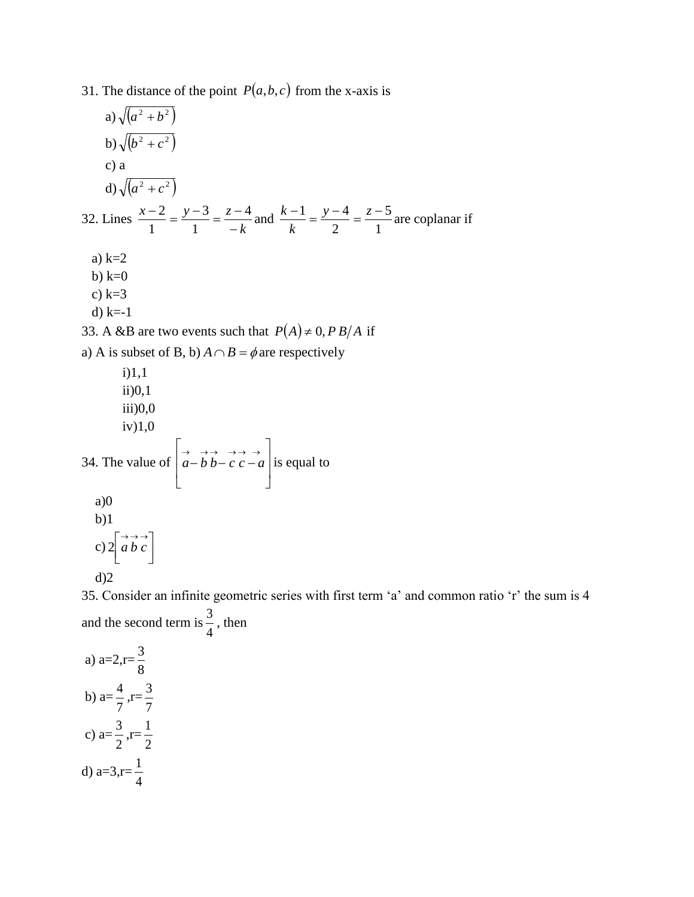31. The distance of the point $P(a,b,c)$ from the x-axis is

a) $\sqrt{(a^2+b^2)}$

b) $\sqrt{(b^2+c^2)}$

c) a

d) $\sqrt{(a^2+c^2)}$

32. Lines $\frac{x-2}{1}=\frac{y-3}{1}=\frac{z-4}{-k}$ and $\frac{k-1}{k}=\frac{y-4}{2}=\frac{z-5}{1}$ are coplanar if

a) k=2

b) k=0

c) k=3

d) k=-1

33. A &B are two events such that $P(A)\neq 0, P\,B/A$ if

a) A is subset of B, b) $A\cap B=\phi$ are respectively

i)1,1

ii)0,1

iii)0,0

iv)1,0

34. The value of $\left[\vec{a}-\vec{b}\;\vec{b}-\vec{c}\;\vec{c}-\vec{a}\right]$ is equal to

a)0

b)1

c) $2\left[\vec{a}\,\vec{b}\,\vec{c}\right]$

d)2

35. Consider an infinite geometric series with first term 'a' and common ratio 'r' the sum is 4 and the second term is $\frac{3}{4}$, then

a) a=2,r=$\frac{3}{8}$

b) a=$\frac{4}{7}$,r=$\frac{3}{7}$

c) a=$\frac{3}{2}$,r=$\frac{1}{2}$

d) a=3,r=$\frac{1}{4}$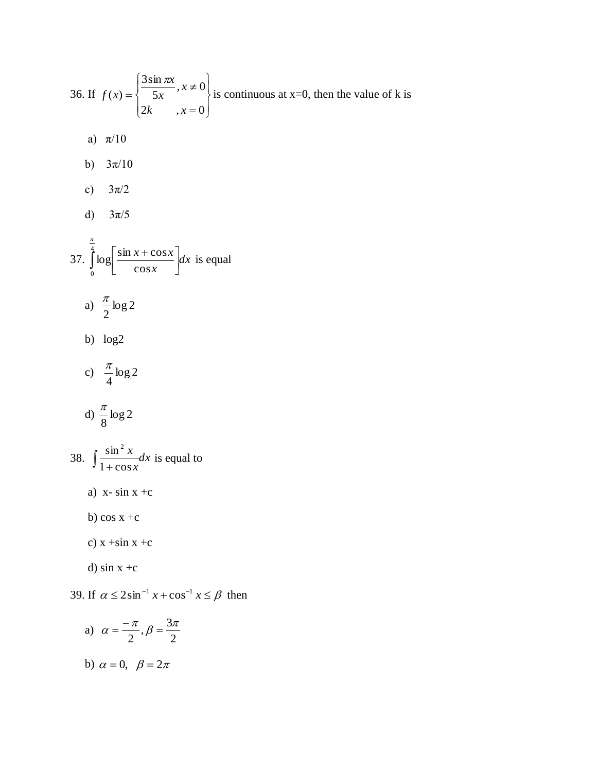36. If $f(x) = \begin{cases} \dfrac{3\sin \pi x}{5x}, & x \neq 0 \\ 2k, & x = 0 \end{cases}$ is continuous at x=0, then the value of k is

a) $\pi/10$

b) $3\pi/10$

c) $3\pi/2$

d) $3\pi/5$

37. $\int_0^{\frac{\pi}{4}} \log\left[\dfrac{\sin x + \cos x}{\cos x}\right] dx$ is equal

a) $\dfrac{\pi}{2}\log 2$

b) log2

c) $\dfrac{\pi}{4}\log 2$

d) $\dfrac{\pi}{8}\log 2$

38. $\int \dfrac{\sin^2 x}{1+\cos x} dx$ is equal to

a) x- sin x +c

b) cos x +c

c) x +sin x +c

d) sin x +c

39. If $\alpha \leq 2\sin^{-1} x + \cos^{-1} x \leq \beta$ then

a) $\alpha = \dfrac{-\pi}{2}, \beta = \dfrac{3\pi}{2}$

b) $\alpha = 0, \quad \beta = 2\pi$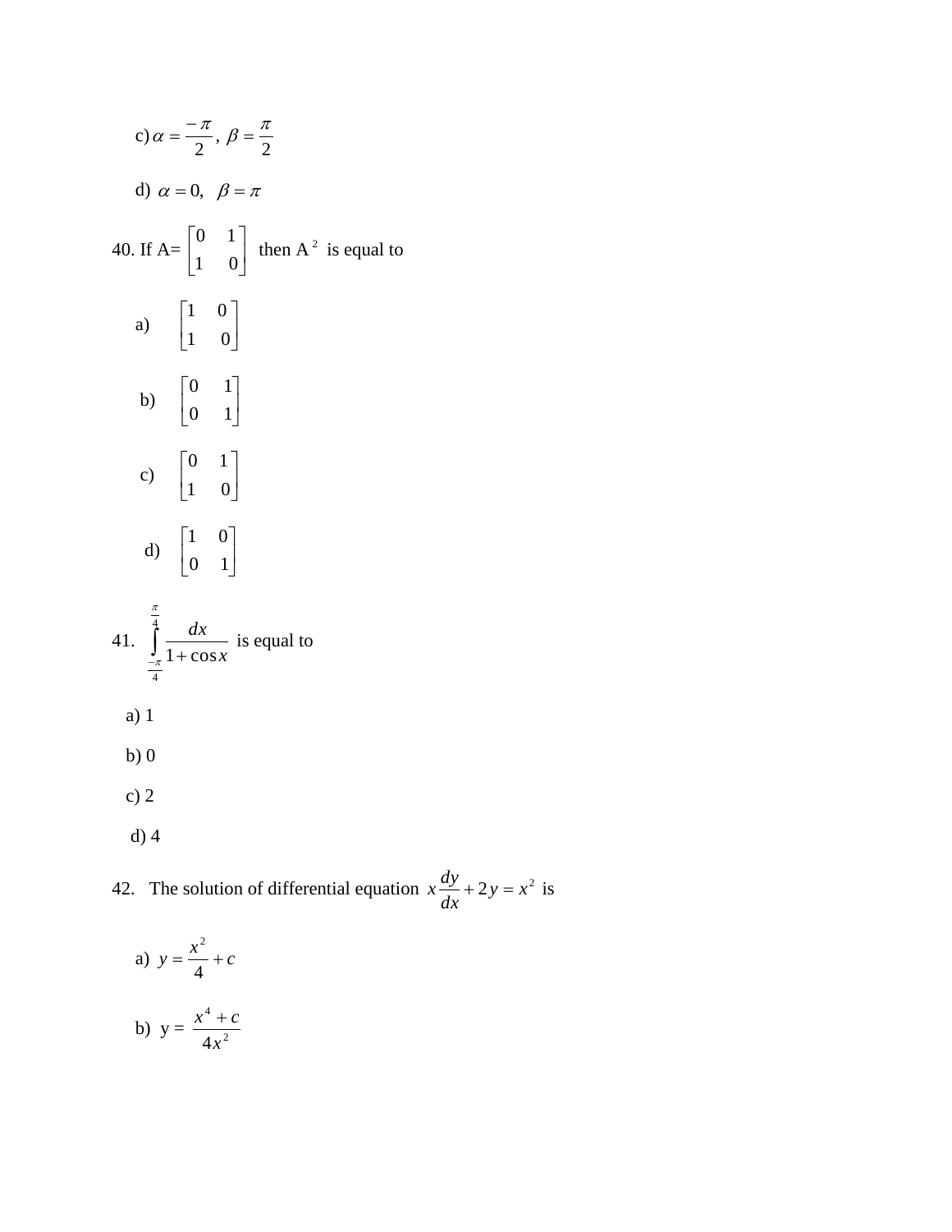c) $\alpha = \frac{-\pi}{2}$ , $\beta = \frac{\pi}{2}$

d) $\alpha = 0, \quad \beta = \pi$

40. If A= $\begin{bmatrix} 0 & 1 \\ 1 & 0 \end{bmatrix}$ then $A^2$ is equal to

a) $\begin{bmatrix} 1 & 0 \\ 1 & 0 \end{bmatrix}$

b) $\begin{bmatrix} 0 & 1 \\ 0 & 1 \end{bmatrix}$

c) $\begin{bmatrix} 0 & 1 \\ 1 & 0 \end{bmatrix}$

d) $\begin{bmatrix} 1 & 0 \\ 0 & 1 \end{bmatrix}$

41. $\int_{\frac{-\pi}{4}}^{\frac{\pi}{4}} \frac{dx}{1+\cos x}$ is equal to

a) 1

b) 0

c) 2

d) 4

42. The solution of differential equation $x\frac{dy}{dx} + 2y = x^2$ is

a) $y = \frac{x^2}{4} + c$

b) y = $\frac{x^4 + c}{4x^2}$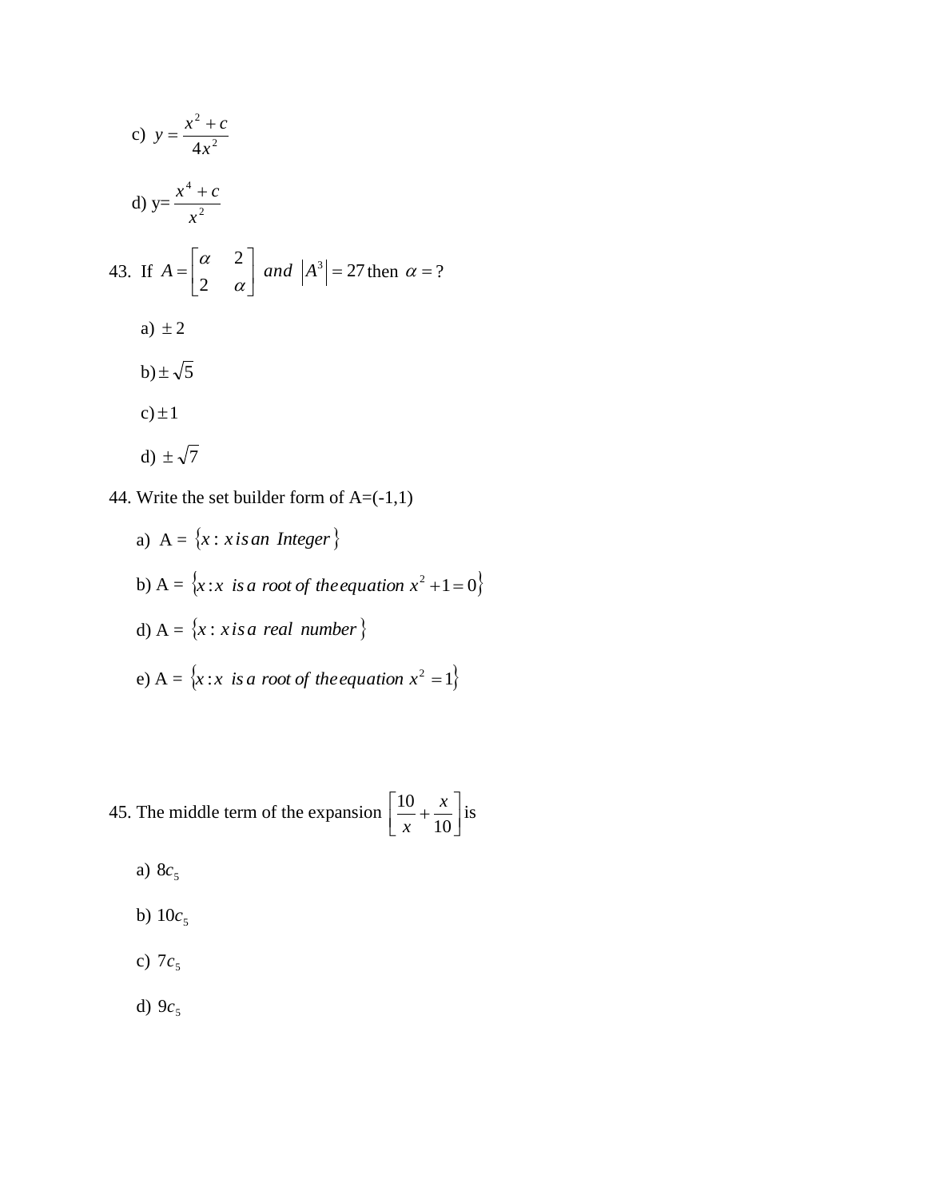c) $y = \dfrac{x^2 + c}{4x^2}$

d) y= $\dfrac{x^4 + c}{x^2}$

43. If $A = \begin{bmatrix} \alpha & 2 \\ 2 & \alpha \end{bmatrix}$ *and* $\left|A^3\right| = 27$ then $\alpha = ?$

a) $\pm 2$

b) $\pm \sqrt{5}$

c) $\pm 1$

d) $\pm \sqrt{7}$

44. Write the set builder form of A=(-1,1)

a) A = $\{x : x \text{ is an Integer}\}$

b) A = $\{x : x \text{ is a root of the equation } x^2 + 1 = 0\}$

d) A = $\{x : x \text{ is a real number}\}$

e) A = $\{x : x \text{ is a root of the equation } x^2 = 1\}$

45. The middle term of the expansion $\left[\dfrac{10}{x} + \dfrac{x}{10}\right]$ is

a) $8c_5$

b) $10c_5$

c) $7c_5$

d) $9c_5$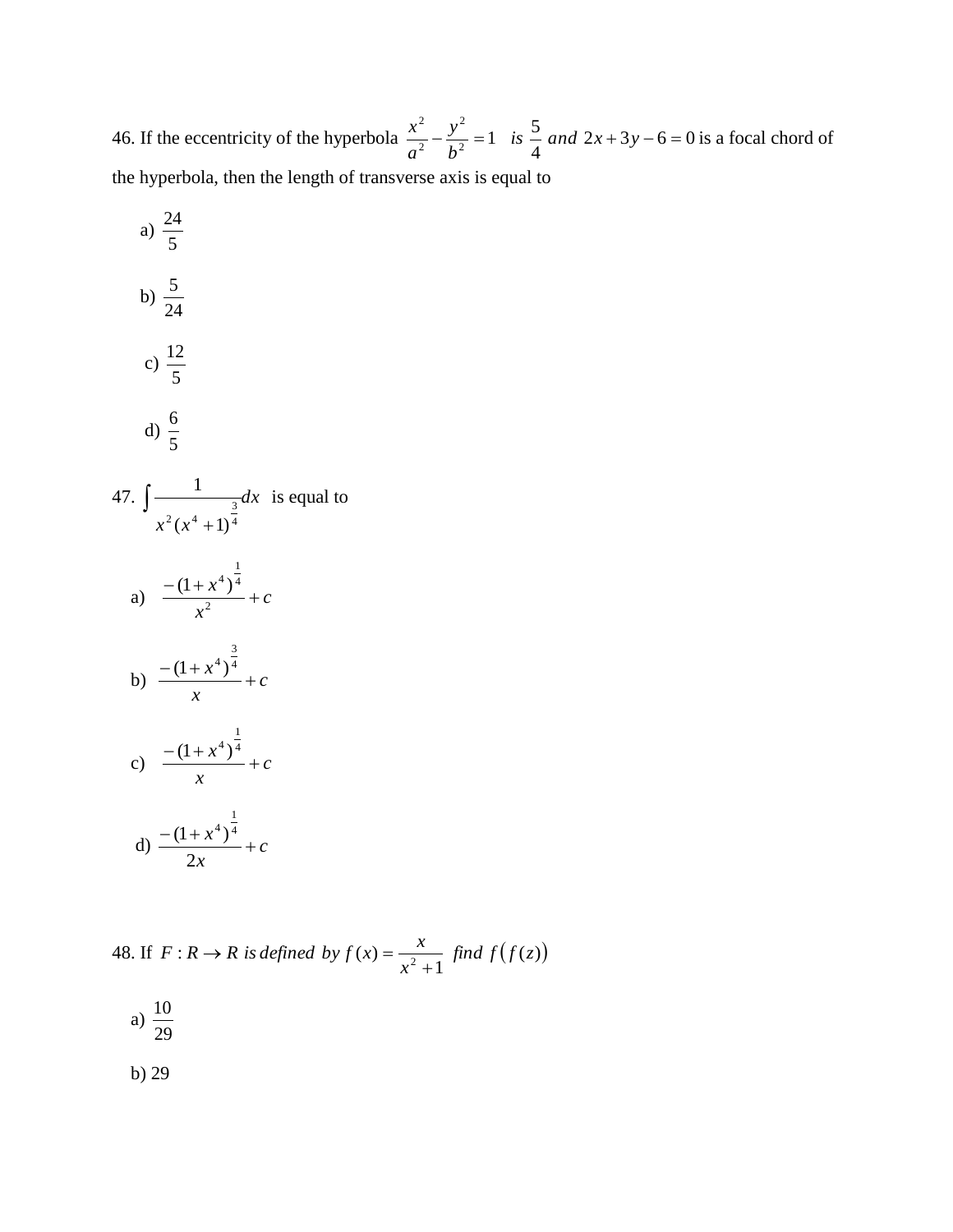46. If the eccentricity of the hyperbola $\frac{x^2}{a^2} - \frac{y^2}{b^2} = 1 \quad is \ \frac{5}{4} \ and \ 2x + 3y - 6 = 0$ is a focal chord of the hyperbola, then the length of transverse axis is equal to

a) $\frac{24}{5}$

b) $\frac{5}{24}$

c) $\frac{12}{5}$

d) $\frac{6}{5}$

47. $\int \frac{1}{x^2 (x^4 + 1)^{\frac{3}{4}}} dx$ is equal to

a) $\frac{-(1+x^4)^{\frac{1}{4}}}{x^2} + c$

b) $\frac{-(1+x^4)^{\frac{3}{4}}}{x} + c$

c) $\frac{-(1+x^4)^{\frac{1}{4}}}{x} + c$

d) $\frac{-(1+x^4)^{\frac{1}{4}}}{2x} + c$

48. If $F : R \to R$ is defined by $f(x) = \frac{x}{x^2 + 1}$ find $f\left(f(z)\right)$

a) $\frac{10}{29}$

b) 29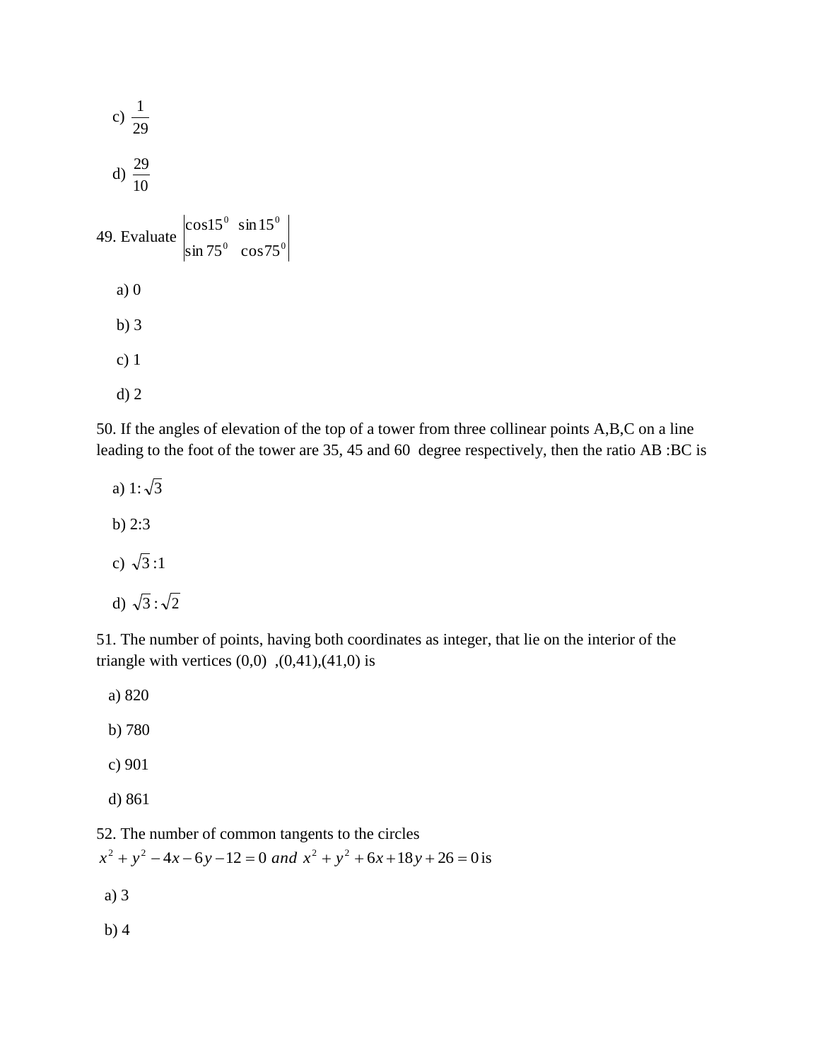c) $\frac{1}{29}$

d) $\frac{29}{10}$

49. Evaluate $\begin{vmatrix} \cos 15^0 & \sin 15^0 \\ \sin 75^0 & \cos 75^0 \end{vmatrix}$

a) 0

b) 3

c) 1

d) 2

50. If the angles of elevation of the top of a tower from three collinear points A,B,C on a line leading to the foot of the tower are 35, 45 and 60 degree respectively, then the ratio AB :BC is

a) $1:\sqrt{3}$

b) 2:3

c) $\sqrt{3}:1$

d) $\sqrt{3}:\sqrt{2}$

51. The number of points, having both coordinates as integer, that lie on the interior of the triangle with vertices (0,0) ,(0,41),(41,0) is

a) 820

b) 780

c) 901

d) 861

52. The number of common tangents to the circles $x^2 + y^2 - 4x - 6y - 12 = 0$ *and* $x^2 + y^2 + 6x + 18y + 26 = 0$ is

a) 3

b) 4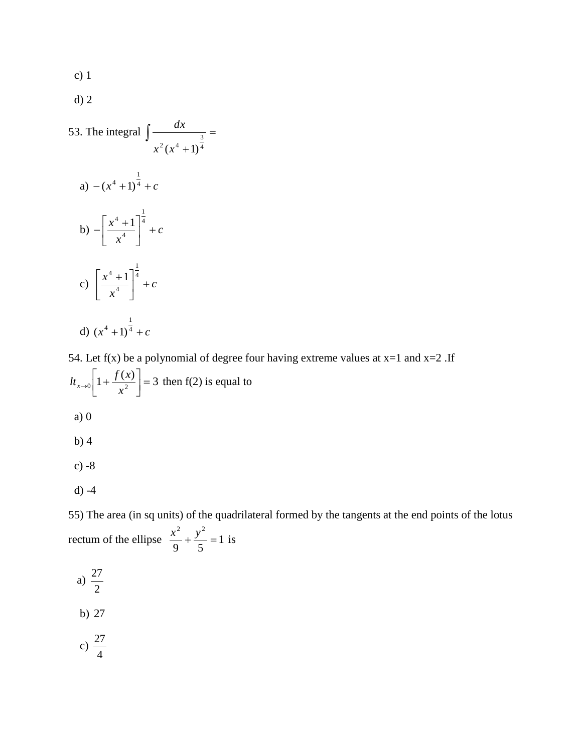c) 1

d) 2

53. The integral $\int \frac{dx}{x^2(x^4+1)^{\frac{3}{4}}} =$

a) $-(x^4+1)^{\frac{1}{4}}+c$

b) $-\left[\frac{x^4+1}{x^4}\right]^{\frac{1}{4}}+c$

c) $\left[\frac{x^4+1}{x^4}\right]^{\frac{1}{4}}+c$

d) $(x^4+1)^{\frac{1}{4}}+c$

54. Let f(x) be a polynomial of degree four having extreme values at x=1 and x=2 .If $lt_{x\to 0}\left[1+\frac{f(x)}{x^2}\right]=3$ then f(2) is equal to

a) 0

b) 4

c) -8

d) -4

55) The area (in sq units) of the quadrilateral formed by the tangents at the end points of the lotus rectum of the ellipse $\frac{x^2}{9}+\frac{y^2}{5}=1$ is

a) $\frac{27}{2}$

b) $27$

c) $\frac{27}{4}$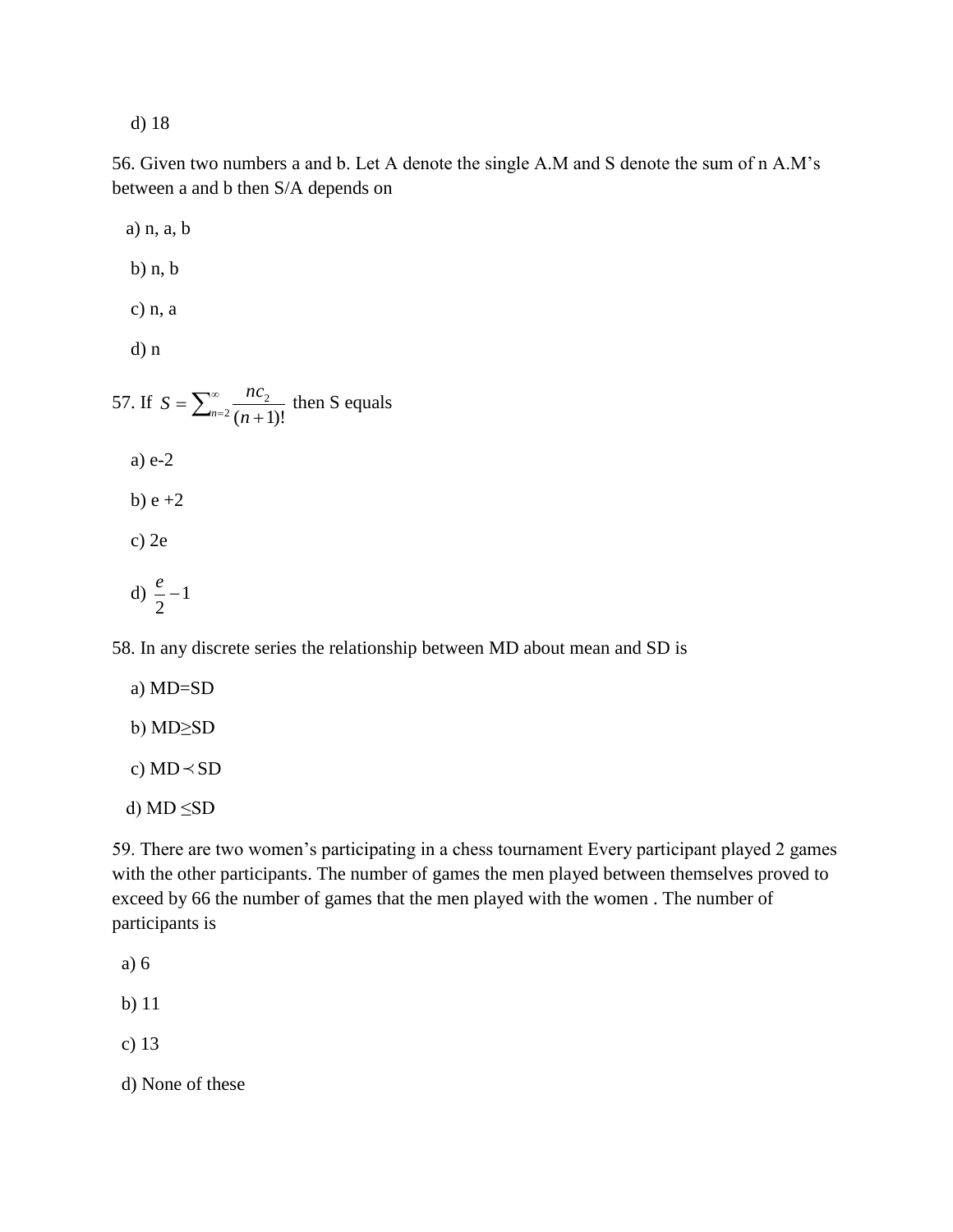d) 18

56. Given two numbers a and b. Let A denote the single A.M and S denote the sum of n A.M's between a and b then S/A depends on

a) n, a, b

b) n, b

c) n, a

d) n

57. If $S = \sum_{n=2}^{\infty} \frac{nc_2}{(n+1)!}$ then S equals

a) e-2

b) e +2

c) 2e

d) $\frac{e}{2} - 1$

58. In any discrete series the relationship between MD about mean and SD is

a) MD=SD

b) MD≥SD

c) MD $\prec$ SD

d) MD ≤SD

59. There are two women's participating in a chess tournament Every participant played 2 games with the other participants. The number of games the men played between themselves proved to exceed by 66 the number of games that the men played with the women . The number of participants is

a) 6

b) 11

c) 13

d) None of these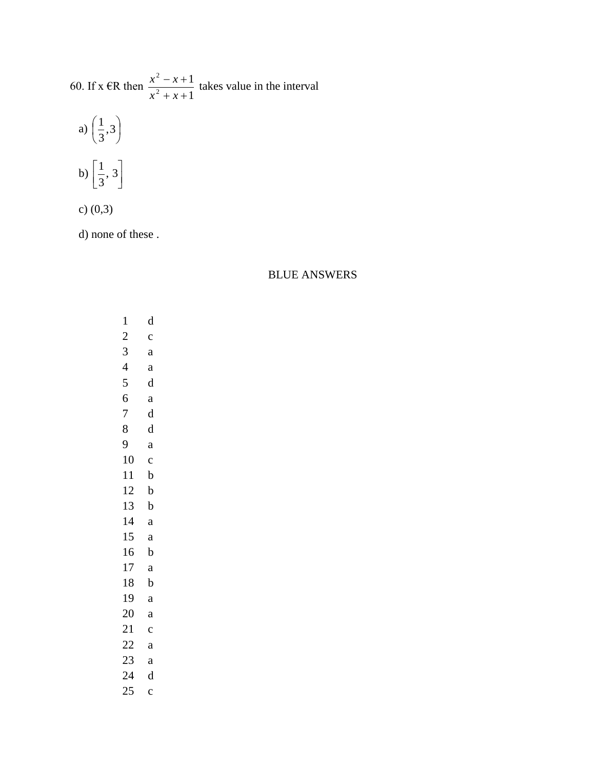60. If x €R then $\frac{x^2 - x + 1}{x^2 + x + 1}$ takes value in the interval

a) $\left(\frac{1}{3}, 3\right)$

b) $\left[\frac{1}{3}, 3\right]$

c) (0,3)

d) none of these .

## BLUE ANSWERS

| | |
|---|---|
| 1 | d |
| 2 | c |
| 3 | a |
| 4 | a |
| 5 | d |
| 6 | a |
| 7 | d |
| 8 | d |
| 9 | a |
| 10 | c |
| 11 | b |
| 12 | b |
| 13 | b |
| 14 | a |
| 15 | a |
| 16 | b |
| 17 | a |
| 18 | b |
| 19 | a |
| 20 | a |
| 21 | c |
| 22 | a |
| 23 | a |
| 24 | d |
| 25 | c |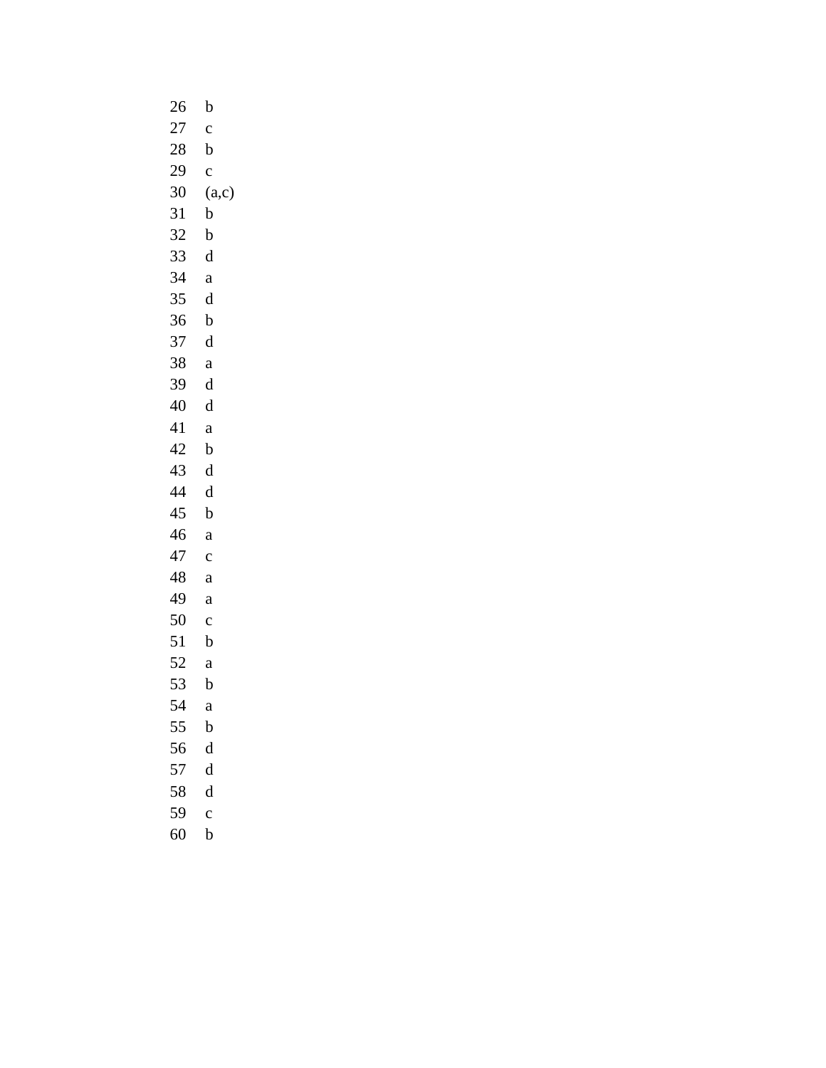| | |
|---|---|
| 26 | b |
| 27 | c |
| 28 | b |
| 29 | c |
| 30 | (a,c) |
| 31 | b |
| 32 | b |
| 33 | d |
| 34 | a |
| 35 | d |
| 36 | b |
| 37 | d |
| 38 | a |
| 39 | d |
| 40 | d |
| 41 | a |
| 42 | b |
| 43 | d |
| 44 | d |
| 45 | b |
| 46 | a |
| 47 | c |
| 48 | a |
| 49 | a |
| 50 | c |
| 51 | b |
| 52 | a |
| 53 | b |
| 54 | a |
| 55 | b |
| 56 | d |
| 57 | d |
| 58 | d |
| 59 | c |
| 60 | b |